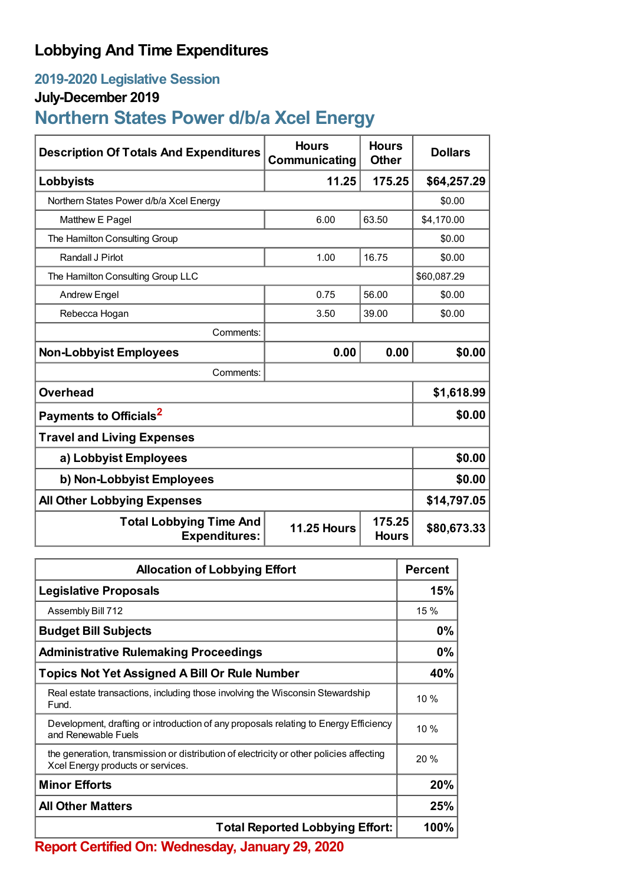# Lobbying And Time Expenditures

## 2019-2020 Legislative Session

### July-December 2019

## Northern States Power d/b/a Xcel Energy

| Description Of Totals And Expenditures | Hours Communicating | Hours Other | Dollars |
|---|---|---|---|
| **Lobbyists** | **11.25** | **175.25** | **$64,257.29** |
| Northern States Power d/b/a Xcel Energy | | | $0.00 |
| Matthew E Pagel | 6.00 | 63.50 | $4,170.00 |
| The Hamilton Consulting Group | | | $0.00 |
| Randall J Pirlot | 1.00 | 16.75 | $0.00 |
| The Hamilton Consulting Group LLC | | | $60,087.29 |
| Andrew Engel | 0.75 | 56.00 | $0.00 |
| Rebecca Hogan | 3.50 | 39.00 | $0.00 |
| Comments: | | | |
| **Non-Lobbyist Employees** | **0.00** | **0.00** | **$0.00** |
| Comments: | | | |
| **Overhead** | | | **$1,618.99** |
| **Payments to Officials**[2] | | | **$0.00** |
| **Travel and Living Expenses** | | | |
| **a) Lobbyist Employees** | | | **$0.00** |
| **b) Non-Lobbyist Employees** | | | **$0.00** |
| **All Other Lobbying Expenses** | | | **$14,797.05** |
| **Total Lobbying Time And Expenditures:** | **11.25 Hours** | **175.25 Hours** | **$80,673.33** |

| Allocation of Lobbying Effort | Percent |
|---|---|
| **Legislative Proposals** | **15%** |
| Assembly Bill 712 | 15 % |
| **Budget Bill Subjects** | **0%** |
| **Administrative Rulemaking Proceedings** | **0%** |
| **Topics Not Yet Assigned A Bill Or Rule Number** | **40%** |
| Real estate transactions, including those involving the Wisconsin Stewardship Fund. | 10 % |
| Development, drafting or introduction of any proposals relating to Energy Efficiency and Renewable Fuels | 10 % |
| the generation, transmission or distribution of electricity or other policies affecting Xcel Energy products or services. | 20 % |
| **Minor Efforts** | **20%** |
| **All Other Matters** | **25%** |
| **Total Reported Lobbying Effort:** | **100%** |

**Report Certified On: Wednesday, January 29, 2020**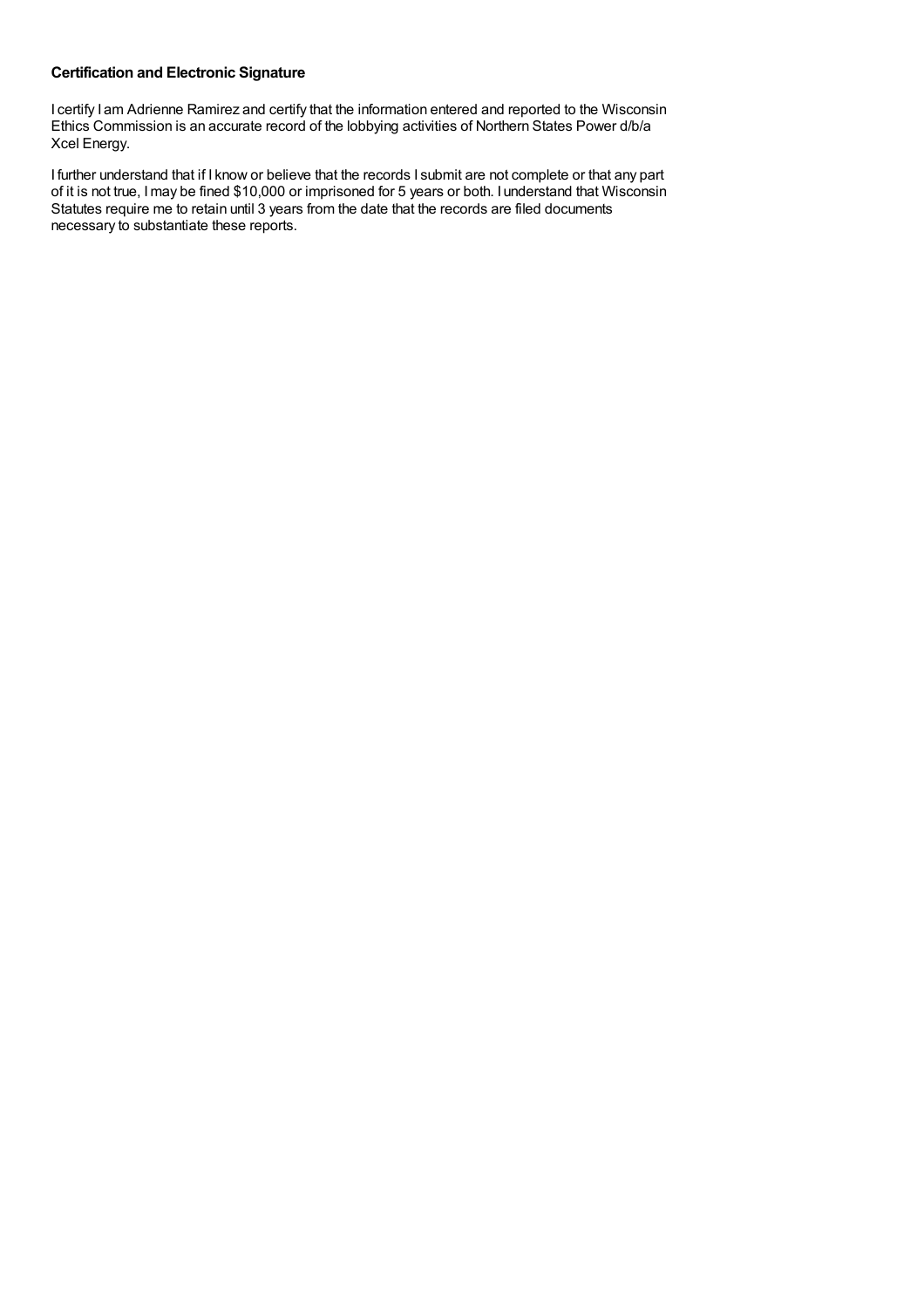**Certification and Electronic Signature**

I certify I am Adrienne Ramirez and certify that the information entered and reported to the Wisconsin Ethics Commission is an accurate record of the lobbying activities of Northern States Power d/b/a Xcel Energy.

I further understand that if I know or believe that the records I submit are not complete or that any part of it is not true, I may be fined $10,000 or imprisoned for 5 years or both. I understand that Wisconsin Statutes require me to retain until 3 years from the date that the records are filed documents necessary to substantiate these reports.